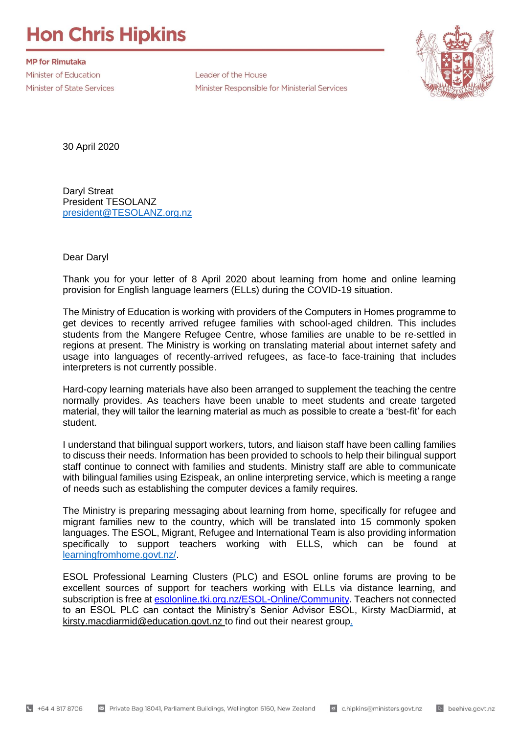# Hon Chris Hipkins

**MP for Rimutaka**

Minister of Education
Minister of State Services
Leader of the House
Minister Responsible for Ministerial Services

30 April 2020

Daryl Streat
President TESOLANZ
president@TESOLANZ.org.nz

Dear Daryl

Thank you for your letter of 8 April 2020 about learning from home and online learning provision for English language learners (ELLs) during the COVID-19 situation.

The Ministry of Education is working with providers of the Computers in Homes programme to get devices to recently arrived refugee families with school-aged children. This includes students from the Mangere Refugee Centre, whose families are unable to be re-settled in regions at present. The Ministry is working on translating material about internet safety and usage into languages of recently-arrived refugees, as face-to face-training that includes interpreters is not currently possible.

Hard-copy learning materials have also been arranged to supplement the teaching the centre normally provides. As teachers have been unable to meet students and create targeted material, they will tailor the learning material as much as possible to create a 'best-fit' for each student.

I understand that bilingual support workers, tutors, and liaison staff have been calling families to discuss their needs. Information has been provided to schools to help their bilingual support staff continue to connect with families and students. Ministry staff are able to communicate with bilingual families using Ezispeak, an online interpreting service, which is meeting a range of needs such as establishing the computer devices a family requires.

The Ministry is preparing messaging about learning from home, specifically for refugee and migrant families new to the country, which will be translated into 15 commonly spoken languages. The ESOL, Migrant, Refugee and International Team is also providing information specifically to support teachers working with ELLS, which can be found at learningfromhome.govt.nz/.

ESOL Professional Learning Clusters (PLC) and ESOL online forums are proving to be excellent sources of support for teachers working with ELLs via distance learning, and subscription is free at esolonline.tki.org.nz/ESOL-Online/Community. Teachers not connected to an ESOL PLC can contact the Ministry's Senior Advisor ESOL, Kirsty MacDiarmid, at kirsty.macdiarmid@education.govt.nz to find out their nearest group.

+64 4 817 8706 | Private Bag 18041, Parliament Buildings, Wellington 6160, New Zealand | c.hipkins@ministers.govt.nz | beehive.govt.nz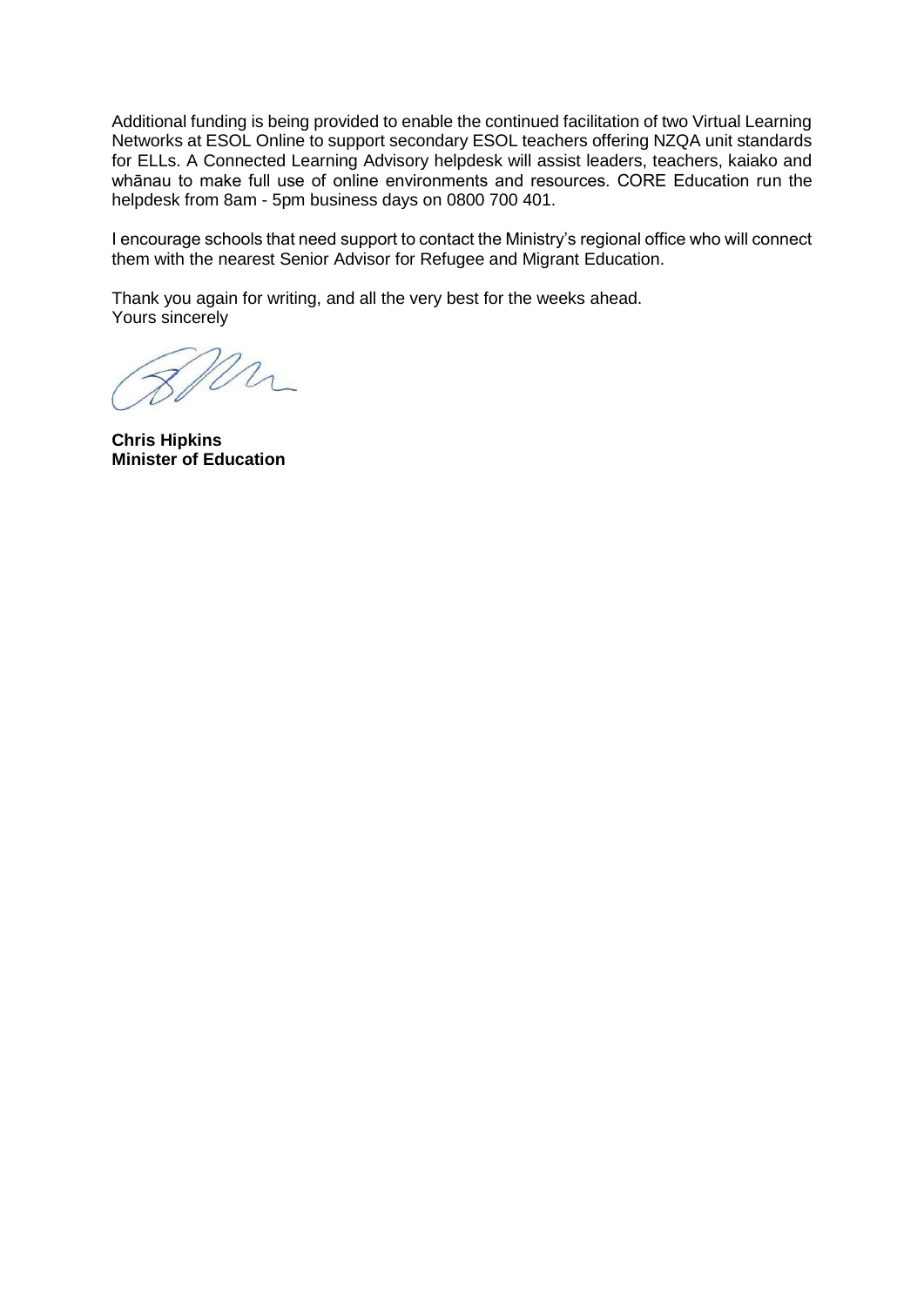Additional funding is being provided to enable the continued facilitation of two Virtual Learning Networks at ESOL Online to support secondary ESOL teachers offering NZQA unit standards for ELLs. A Connected Learning Advisory helpdesk will assist leaders, teachers, kaiako and whānau to make full use of online environments and resources. CORE Education run the helpdesk from 8am - 5pm business days on 0800 700 401.

I encourage schools that need support to contact the Ministry's regional office who will connect them with the nearest Senior Advisor for Refugee and Migrant Education.

Thank you again for writing, and all the very best for the weeks ahead.
Yours sincerely

**Chris Hipkins**
**Minister of Education**